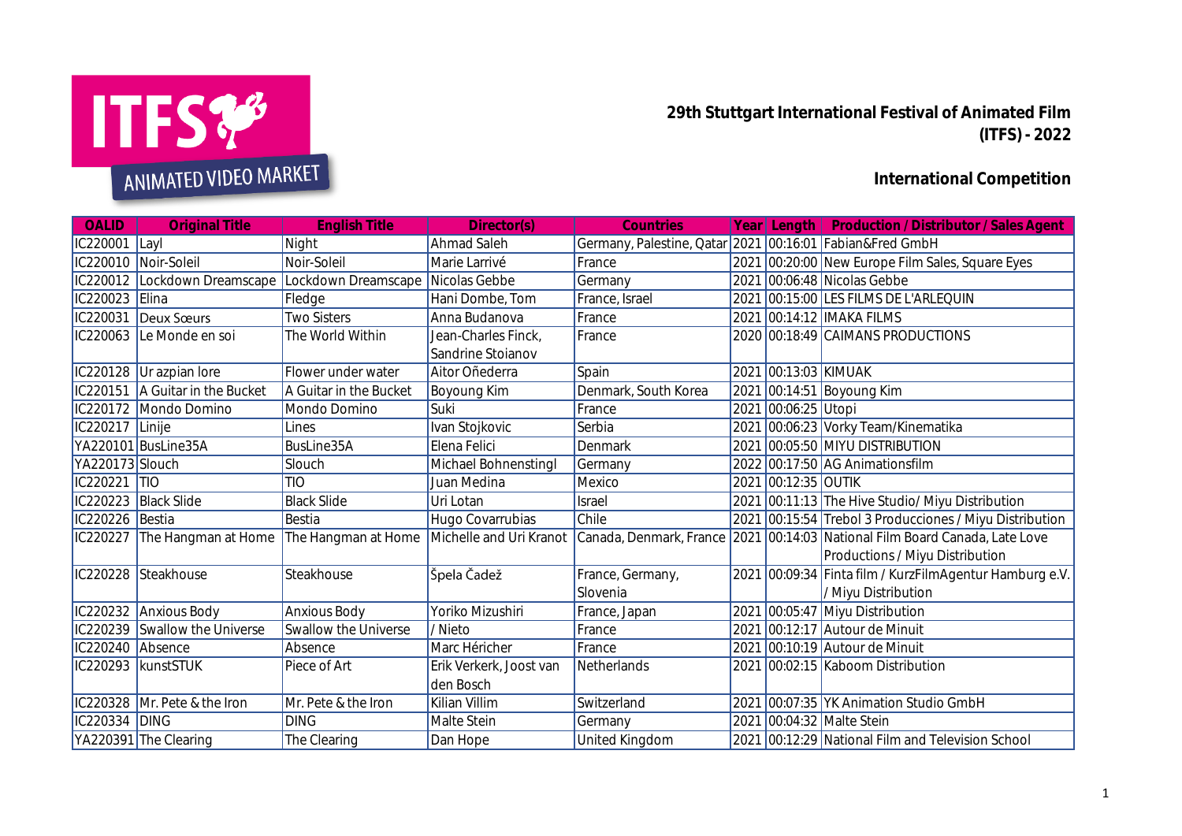# 29th Stuttgart International Festival of Animated Film (ITFS) - 2022

## International Competition

| OALID | Original Title | English Title | Director(s) | Countries | Year | Length | Production / Distributor / Sales Agent |
|---|---|---|---|---|---|---|---|
| IC220001 | Layl | Night | Ahmad Saleh | Germany, Palestine, Qatar | 2021 | 00:16:01 | Fabian&Fred GmbH |
| IC220010 | Noir-Soleil | Noir-Soleil | Marie Larrivé | France | 2021 | 00:20:00 | New Europe Film Sales, Square Eyes |
| IC220012 | Lockdown Dreamscape | Lockdown Dreamscape | Nicolas Gebbe | Germany | 2021 | 00:06:48 | Nicolas Gebbe |
| IC220023 | Elina | Fledge | Hani Dombe, Tom | France, Israel | 2021 | 00:15:00 | LES FILMS DE L'ARLEQUIN |
| IC220031 | Deux Sœurs | Two Sisters | Anna Budanova | France | 2021 | 00:14:12 | IMAKA FILMS |
| IC220063 | Le Monde en soi | The World Within | Jean-Charles Finck, Sandrine Stoianov | France | 2020 | 00:18:49 | CAIMANS PRODUCTIONS |
| IC220128 | Ur azpian lore | Flower under water | Aitor Oñederra | Spain | 2021 | 00:13:03 | KIMUAK |
| IC220151 | A Guitar in the Bucket | A Guitar in the Bucket | Boyoung Kim | Denmark, South Korea | 2021 | 00:14:51 | Boyoung Kim |
| IC220172 | Mondo Domino | Mondo Domino | Suki | France | 2021 | 00:06:25 | Utopi |
| IC220217 | Linije | Lines | Ivan Stojkovic | Serbia | 2021 | 00:06:23 | Vorky Team/Kinematika |
| YA220101 | BusLine35A | BusLine35A | Elena Felici | Denmark | 2021 | 00:05:50 | MIYU DISTRIBUTION |
| YA220173 | Slouch | Slouch | Michael Bohnenstingl | Germany | 2022 | 00:17:50 | AG Animationsfilm |
| IC220221 | TIO | TIO | Juan Medina | Mexico | 2021 | 00:12:35 | OUTIK |
| IC220223 | Black Slide | Black Slide | Uri Lotan | Israel | 2021 | 00:11:13 | The Hive Studio/ Miyu Distribution |
| IC220226 | Bestia | Bestia | Hugo Covarrubias | Chile | 2021 | 00:15:54 | Trebol 3 Producciones / Miyu Distribution |
| IC220227 | The Hangman at Home | The Hangman at Home | Michelle and Uri Kranot | Canada, Denmark, France | 2021 | 00:14:03 | National Film Board Canada, Late Love Productions / Miyu Distribution |
| IC220228 | Steakhouse | Steakhouse | Špela Čadež | France, Germany, Slovenia | 2021 | 00:09:34 | Finta film / KurzFilmAgentur Hamburg e.V. / Miyu Distribution |
| IC220232 | Anxious Body | Anxious Body | Yoriko Mizushiri | France, Japan | 2021 | 00:05:47 | Miyu Distribution |
| IC220239 | Swallow the Universe | Swallow the Universe | / Nieto | France | 2021 | 00:12:17 | Autour de Minuit |
| IC220240 | Absence | Absence | Marc Héricher | France | 2021 | 00:10:19 | Autour de Minuit |
| IC220293 | kunstSTUK | Piece of Art | Erik Verkerk, Joost van den Bosch | Netherlands | 2021 | 00:02:15 | Kaboom Distribution |
| IC220328 | Mr. Pete & the Iron | Mr. Pete & the Iron | Kilian Villim | Switzerland | 2021 | 00:07:35 | YK Animation Studio GmbH |
| IC220334 | DING | DING | Malte Stein | Germany | 2021 | 00:04:32 | Malte Stein |
| YA220391 | The Clearing | The Clearing | Dan Hope | United Kingdom | 2021 | 00:12:29 | National Film and Television School |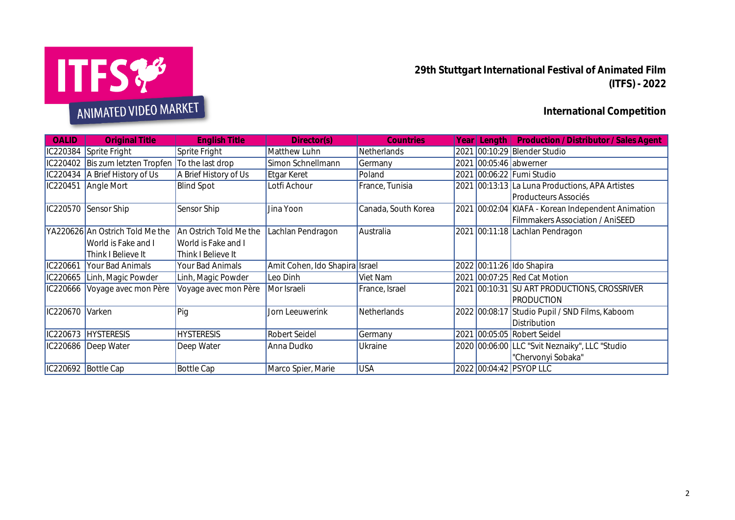# 29th Stuttgart International Festival of Animated Film (ITFS) - 2022

## International Competition

| OALID | Original Title | English Title | Director(s) | Countries | Year | Length | Production / Distributor / Sales Agent |
|---|---|---|---|---|---|---|---|
| IC220384 | Sprite Fright | Sprite Fright | Matthew Luhn | Netherlands | 2021 | 00:10:29 | Blender Studio |
| IC220402 | Bis zum letzten Tropfen | To the last drop | Simon Schnellmann | Germany | 2021 | 00:05:46 | abwerner |
| IC220434 | A Brief History of Us | A Brief History of Us | Etgar Keret | Poland | 2021 | 00:06:22 | Fumi Studio |
| IC220451 | Angle Mort | Blind Spot | Lotfi Achour | France, Tunisia | 2021 | 00:13:13 | La Luna Productions, APA Artistes Producteurs Associés |
| IC220570 | Sensor Ship | Sensor Ship | Jina Yoon | Canada, South Korea | 2021 | 00:02:04 | KIAFA - Korean Independent Animation Filmmakers Association / AniSEED |
| YA220626 | An Ostrich Told Me the World is Fake and I Think I Believe It | An Ostrich Told Me the World is Fake and I Think I Believe It | Lachlan Pendragon | Australia | 2021 | 00:11:18 | Lachlan Pendragon |
| IC220661 | Your Bad Animals | Your Bad Animals | Amit Cohen, Ido Shapira | Israel | 2022 | 00:11:26 | Ido Shapira |
| IC220665 | Linh, Magic Powder | Linh, Magic Powder | Leo Dinh | Viet Nam | 2021 | 00:07:25 | Red Cat Motion |
| IC220666 | Voyage avec mon Père | Voyage avec mon Père | Mor Israeli | France, Israel | 2021 | 00:10:31 | SU ART PRODUCTIONS, CROSSRIVER PRODUCTION |
| IC220670 | Varken | Pig | Jorn Leeuwerink | Netherlands | 2022 | 00:08:17 | Studio Pupil / SND Films, Kaboom Distribution |
| IC220673 | HYSTERESIS | HYSTERESIS | Robert Seidel | Germany | 2021 | 00:05:05 | Robert Seidel |
| IC220686 | Deep Water | Deep Water | Anna Dudko | Ukraine | 2020 | 00:06:00 | LLC "Svit Neznaiky", LLC "Studio "Chervonyi Sobaka" |
| IC220692 | Bottle Cap | Bottle Cap | Marco Spier, Marie | USA | 2022 | 00:04:42 | PSYOP LLC |